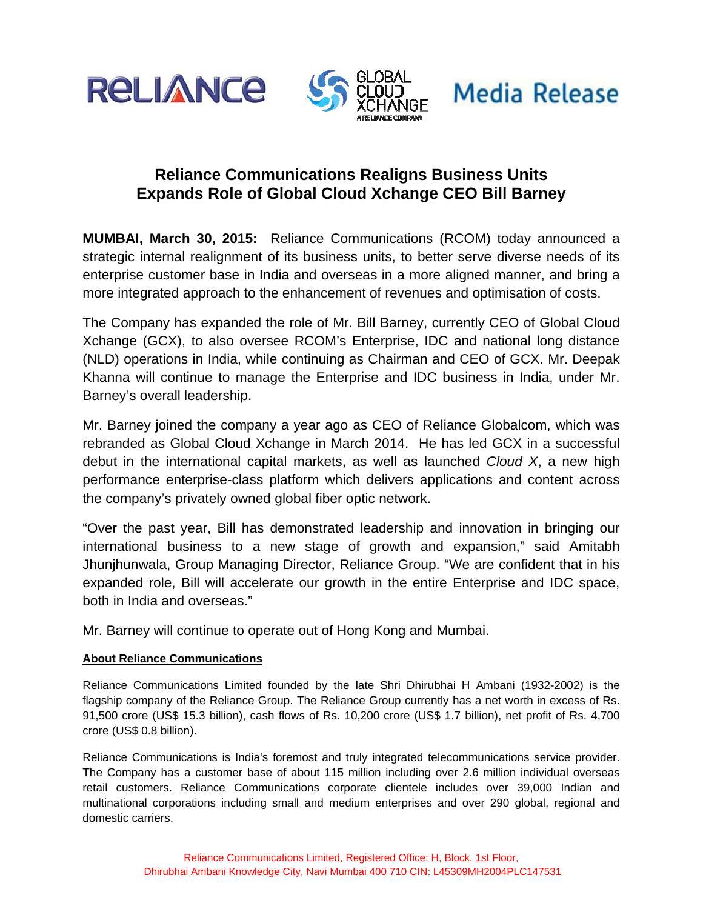Media Release

# Reliance Communications Realigns Business Units
# Expands Role of Global Cloud Xchange CEO Bill Barney

**MUMBAI, March 30, 2015:** Reliance Communications (RCOM) today announced a strategic internal realignment of its business units, to better serve diverse needs of its enterprise customer base in India and overseas in a more aligned manner, and bring a more integrated approach to the enhancement of revenues and optimisation of costs.

The Company has expanded the role of Mr. Bill Barney, currently CEO of Global Cloud Xchange (GCX), to also oversee RCOM's Enterprise, IDC and national long distance (NLD) operations in India, while continuing as Chairman and CEO of GCX. Mr. Deepak Khanna will continue to manage the Enterprise and IDC business in India, under Mr. Barney's overall leadership.

Mr. Barney joined the company a year ago as CEO of Reliance Globalcom, which was rebranded as Global Cloud Xchange in March 2014. He has led GCX in a successful debut in the international capital markets, as well as launched *Cloud X*, a new high performance enterprise-class platform which delivers applications and content across the company's privately owned global fiber optic network.

"Over the past year, Bill has demonstrated leadership and innovation in bringing our international business to a new stage of growth and expansion," said Amitabh Jhunjhunwala, Group Managing Director, Reliance Group. "We are confident that in his expanded role, Bill will accelerate our growth in the entire Enterprise and IDC space, both in India and overseas."

Mr. Barney will continue to operate out of Hong Kong and Mumbai.

**About Reliance Communications**

Reliance Communications Limited founded by the late Shri Dhirubhai H Ambani (1932-2002) is the flagship company of the Reliance Group. The Reliance Group currently has a net worth in excess of Rs. 91,500 crore (US$ 15.3 billion), cash flows of Rs. 10,200 crore (US$ 1.7 billion), net profit of Rs. 4,700 crore (US$ 0.8 billion).

Reliance Communications is India's foremost and truly integrated telecommunications service provider. The Company has a customer base of about 115 million including over 2.6 million individual overseas retail customers. Reliance Communications corporate clientele includes over 39,000 Indian and multinational corporations including small and medium enterprises and over 290 global, regional and domestic carriers.

Reliance Communications Limited, Registered Office: H, Block, 1st Floor, Dhirubhai Ambani Knowledge City, Navi Mumbai 400 710 CIN: L45309MH2004PLC147531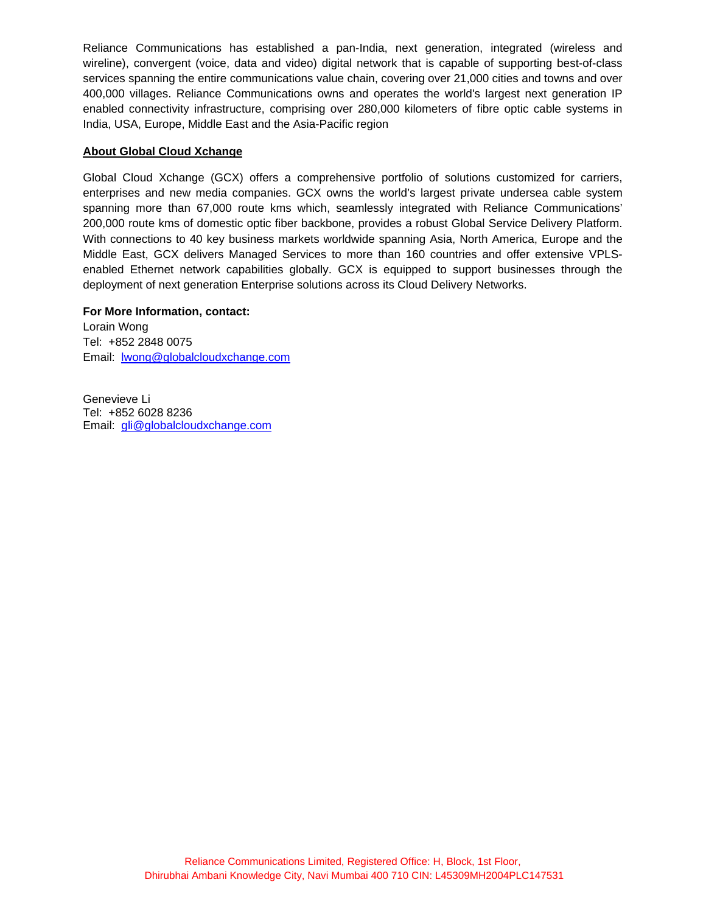Reliance Communications has established a pan-India, next generation, integrated (wireless and wireline), convergent (voice, data and video) digital network that is capable of supporting best-of-class services spanning the entire communications value chain, covering over 21,000 cities and towns and over 400,000 villages. Reliance Communications owns and operates the world's largest next generation IP enabled connectivity infrastructure, comprising over 280,000 kilometers of fibre optic cable systems in India, USA, Europe, Middle East and the Asia-Pacific region

**About Global Cloud Xchange**

Global Cloud Xchange (GCX) offers a comprehensive portfolio of solutions customized for carriers, enterprises and new media companies. GCX owns the world's largest private undersea cable system spanning more than 67,000 route kms which, seamlessly integrated with Reliance Communications' 200,000 route kms of domestic optic fiber backbone, provides a robust Global Service Delivery Platform. With connections to 40 key business markets worldwide spanning Asia, North America, Europe and the Middle East, GCX delivers Managed Services to more than 160 countries and offer extensive VPLS-enabled Ethernet network capabilities globally. GCX is equipped to support businesses through the deployment of next generation Enterprise solutions across its Cloud Delivery Networks.

**For More Information, contact:**

Lorain Wong
Tel: +852 2848 0075
Email: lwong@globalcloudxchange.com

Genevieve Li
Tel: +852 6028 8236
Email: gli@globalcloudxchange.com

Reliance Communications Limited, Registered Office: H, Block, 1st Floor,
Dhirubhai Ambani Knowledge City, Navi Mumbai 400 710 CIN: L45309MH2004PLC147531